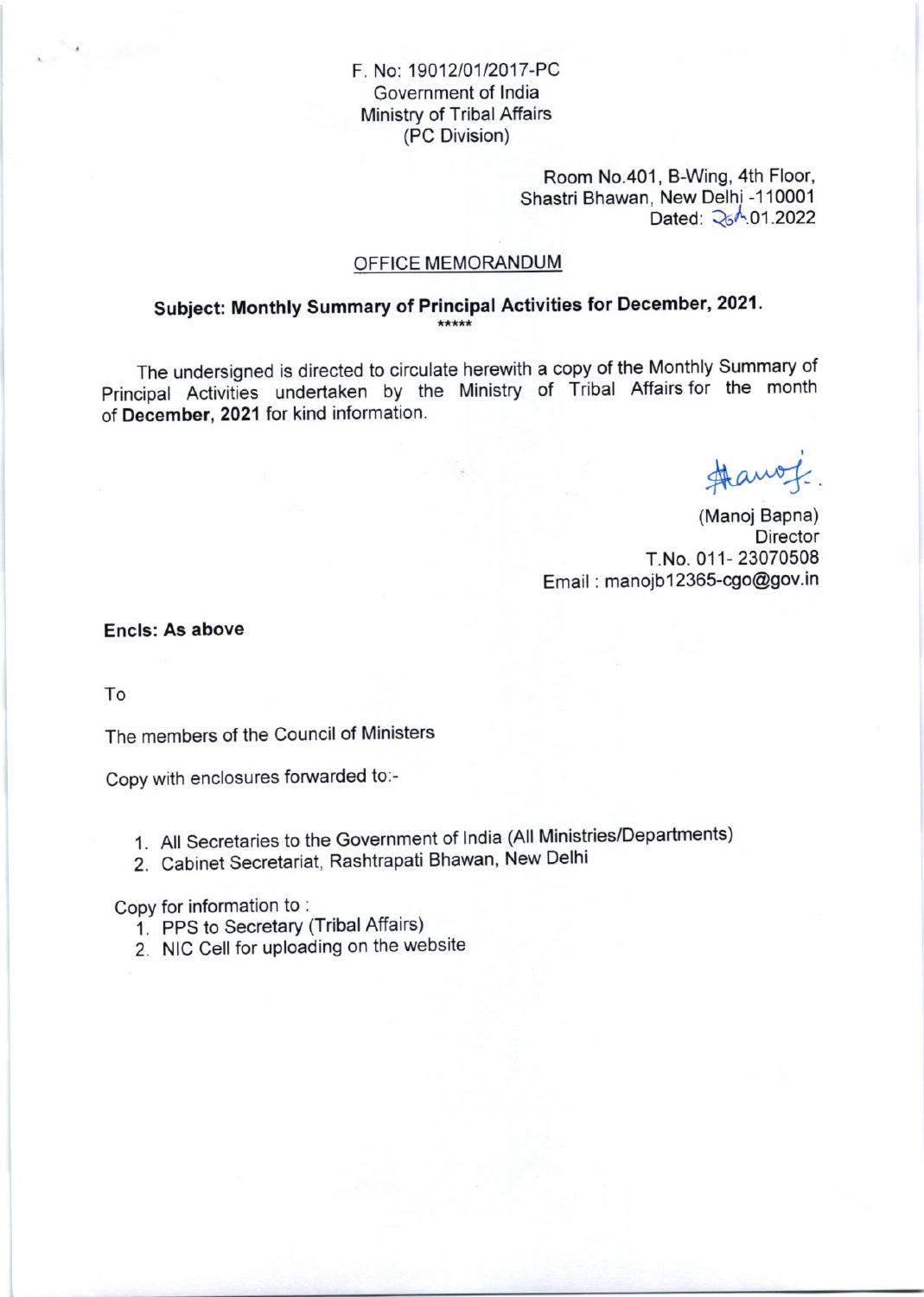F. No: 19012/01/2017-PC
Government of India
Ministry of Tribal Affairs
(PC Division)

Room No.401, B-Wing, 4th Floor,
Shastri Bhawan, New Delhi -110001
Dated: 26.01.2022

## OFFICE MEMORANDUM

**Subject: Monthly Summary of Principal Activities for December, 2021.**

*****

The undersigned is directed to circulate herewith a copy of the Monthly Summary of Principal Activities undertaken by the Ministry of Tribal Affairs for the month of **December, 2021** for kind information.

(Manoj Bapna)
Director
T.No. 011- 23070508
Email : manojb12365-cgo@gov.in

**Encls: As above**

To

The members of the Council of Ministers

Copy with enclosures forwarded to:-

1. All Secretaries to the Government of India (All Ministries/Departments)
2. Cabinet Secretariat, Rashtrapati Bhawan, New Delhi

Copy for information to :

1. PPS to Secretary (Tribal Affairs)
2. NIC Cell for uploading on the website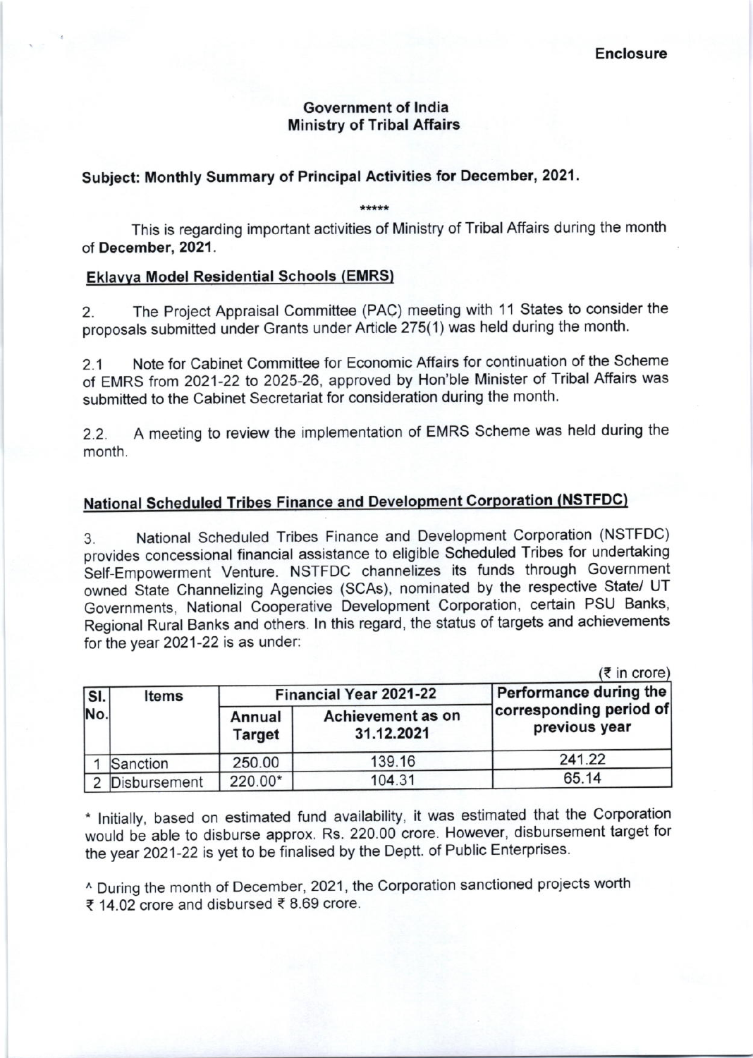**Enclosure**

**Government of India**
**Ministry of Tribal Affairs**

**Subject: Monthly Summary of Principal Activities for December, 2021.**

\*\*\*\*\*

This is regarding important activities of Ministry of Tribal Affairs during the month of **December, 2021**.

**Eklavya Model Residential Schools (EMRS)**

2. The Project Appraisal Committee (PAC) meeting with 11 States to consider the proposals submitted under Grants under Article 275(1) was held during the month.

2.1 Note for Cabinet Committee for Economic Affairs for continuation of the Scheme of EMRS from 2021-22 to 2025-26, approved by Hon'ble Minister of Tribal Affairs was submitted to the Cabinet Secretariat for consideration during the month.

2.2. A meeting to review the implementation of EMRS Scheme was held during the month.

**National Scheduled Tribes Finance and Development Corporation (NSTFDC)**

3. National Scheduled Tribes Finance and Development Corporation (NSTFDC) provides concessional financial assistance to eligible Scheduled Tribes for undertaking Self-Empowerment Venture. NSTFDC channelizes its funds through Government owned State Channelizing Agencies (SCAs), nominated by the respective State/ UT Governments, National Cooperative Development Corporation, certain PSU Banks, Regional Rural Banks and others. In this regard, the status of targets and achievements for the year 2021-22 is as under:

(₹ in crore)

| Sl. No. | Items | Financial Year 2021-22 | | Performance during the corresponding period of previous year |
|---|---|---|---|---|
| | | Annual Target | Achievement as on 31.12.2021 | |
| 1 | Sanction | 250.00 | 139.16 | 241.22 |
| 2 | Disbursement | 220.00* | 104.31 | 65.14 |

\* Initially, based on estimated fund availability, it was estimated that the Corporation would be able to disburse approx. Rs. 220.00 crore. However, disbursement target for the year 2021-22 is yet to be finalised by the Deptt. of Public Enterprises.

^ During the month of December, 2021, the Corporation sanctioned projects worth ₹ 14.02 crore and disbursed ₹ 8.69 crore.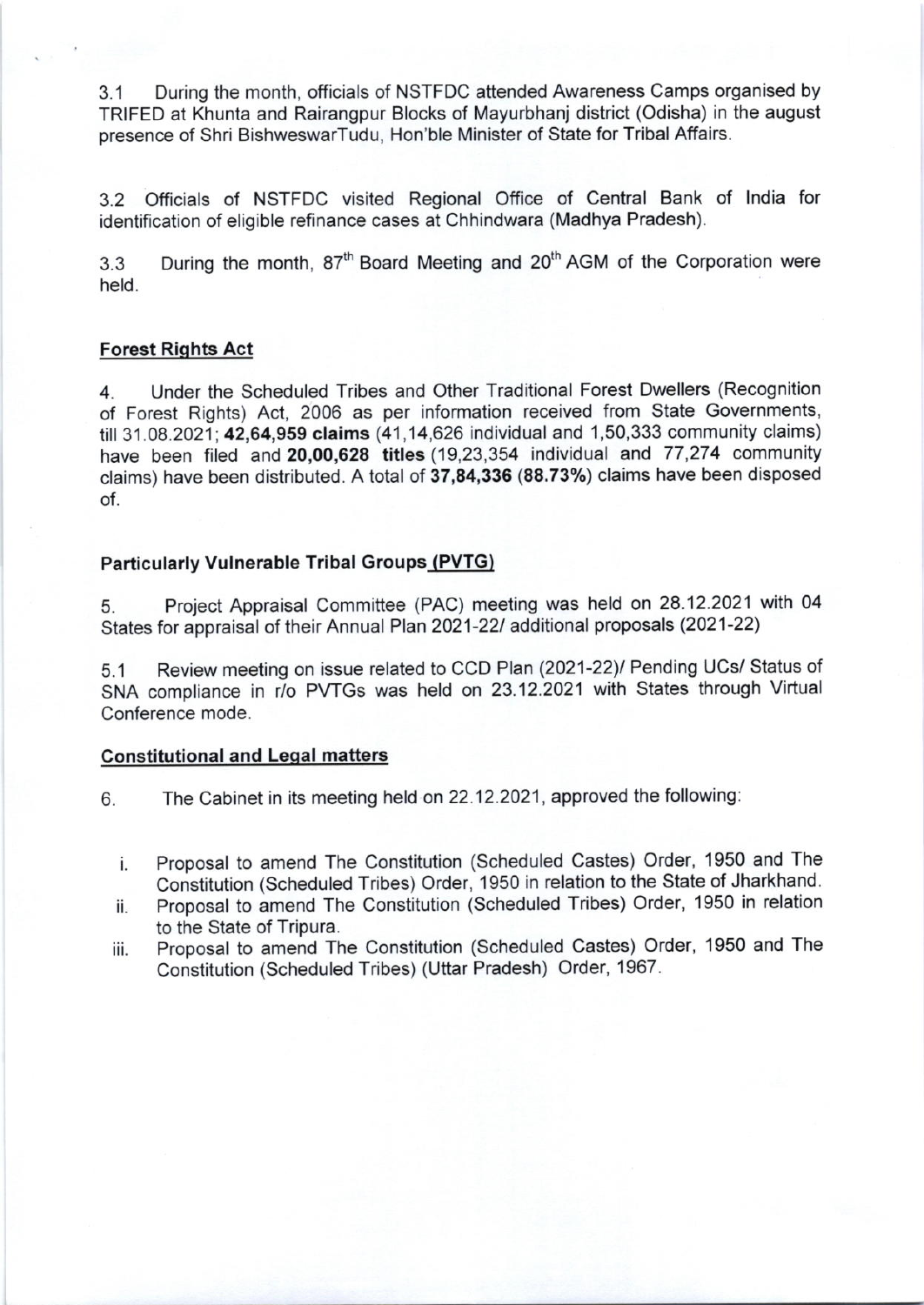3.1 During the month, officials of NSTFDC attended Awareness Camps organised by TRIFED at Khunta and Rairangpur Blocks of Mayurbhanj district (Odisha) in the august presence of Shri BishweswarTudu, Hon'ble Minister of State for Tribal Affairs.

3.2 Officials of NSTFDC visited Regional Office of Central Bank of India for identification of eligible refinance cases at Chhindwara (Madhya Pradesh).

3.3 During the month, 87th Board Meeting and 20th AGM of the Corporation were held.

**Forest Rights Act**

4. Under the Scheduled Tribes and Other Traditional Forest Dwellers (Recognition of Forest Rights) Act, 2006 as per information received from State Governments, till 31.08.2021; **42,64,959 claims** (41,14,626 individual and 1,50,333 community claims) have been filed and **20,00,628 titles** (19,23,354 individual and 77,274 community claims) have been distributed. A total of **37,84,336 (88.73%)** claims have been disposed of.

**Particularly Vulnerable Tribal Groups (PVTG)**

5. Project Appraisal Committee (PAC) meeting was held on 28.12.2021 with 04 States for appraisal of their Annual Plan 2021-22/ additional proposals (2021-22)

5.1 Review meeting on issue related to CCD Plan (2021-22)/ Pending UCs/ Status of SNA compliance in r/o PVTGs was held on 23.12.2021 with States through Virtual Conference mode.

**Constitutional and Legal matters**

6. The Cabinet in its meeting held on 22.12.2021, approved the following:

i. Proposal to amend The Constitution (Scheduled Castes) Order, 1950 and The Constitution (Scheduled Tribes) Order, 1950 in relation to the State of Jharkhand.
ii. Proposal to amend The Constitution (Scheduled Tribes) Order, 1950 in relation to the State of Tripura.
iii. Proposal to amend The Constitution (Scheduled Castes) Order, 1950 and The Constitution (Scheduled Tribes) (Uttar Pradesh) Order, 1967.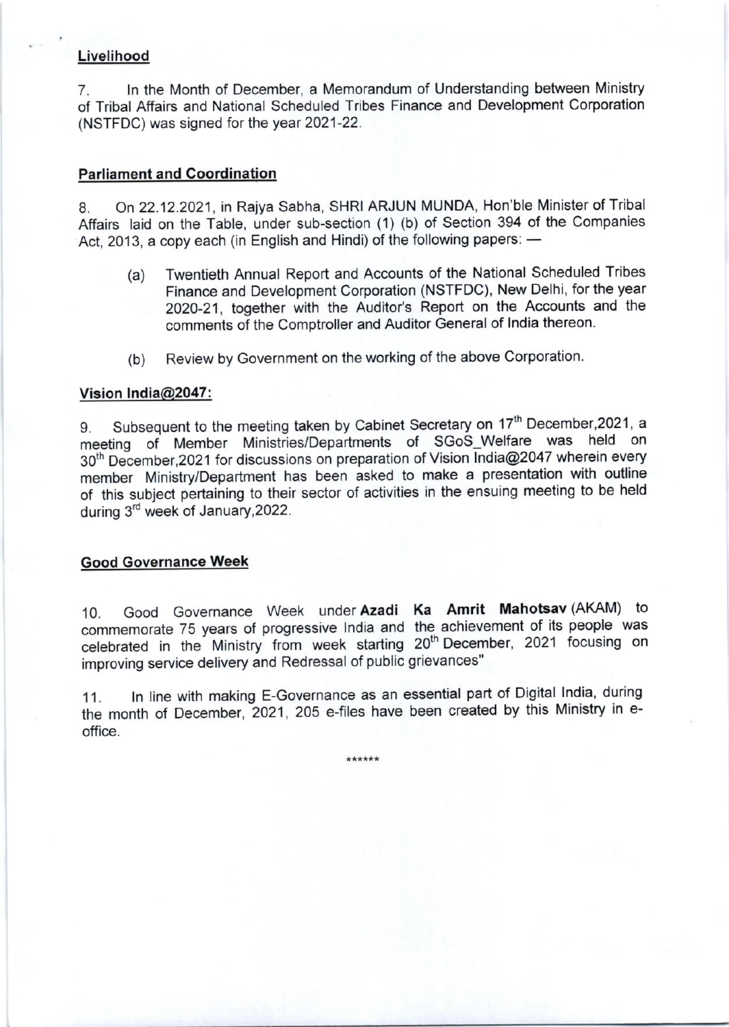**Livelihood**

7. In the Month of December, a Memorandum of Understanding between Ministry of Tribal Affairs and National Scheduled Tribes Finance and Development Corporation (NSTFDC) was signed for the year 2021-22.

**Parliament and Coordination**

8. On 22.12.2021, in Rajya Sabha, SHRI ARJUN MUNDA, Hon'ble Minister of Tribal Affairs laid on the Table, under sub-section (1) (b) of Section 394 of the Companies Act, 2013, a copy each (in English and Hindi) of the following papers: —

(a) Twentieth Annual Report and Accounts of the National Scheduled Tribes Finance and Development Corporation (NSTFDC), New Delhi, for the year 2020-21, together with the Auditor's Report on the Accounts and the comments of the Comptroller and Auditor General of India thereon.

(b) Review by Government on the working of the above Corporation.

**Vision India@2047:**

9. Subsequent to the meeting taken by Cabinet Secretary on 17th December,2021, a meeting of Member Ministries/Departments of SGoS_Welfare was held on 30th December,2021 for discussions on preparation of Vision India@2047 wherein every member Ministry/Department has been asked to make a presentation with outline of this subject pertaining to their sector of activities in the ensuing meeting to be held during 3rd week of January,2022.

**Good Governance Week**

10. Good Governance Week under **Azadi Ka Amrit Mahotsav** (AKAM) to commemorate 75 years of progressive India and the achievement of its people was celebrated in the Ministry from week starting 20th December, 2021 focusing on improving service delivery and Redressal of public grievances"

11. In line with making E-Governance as an essential part of Digital India, during the month of December, 2021, 205 e-files have been created by this Ministry in e-office.

******